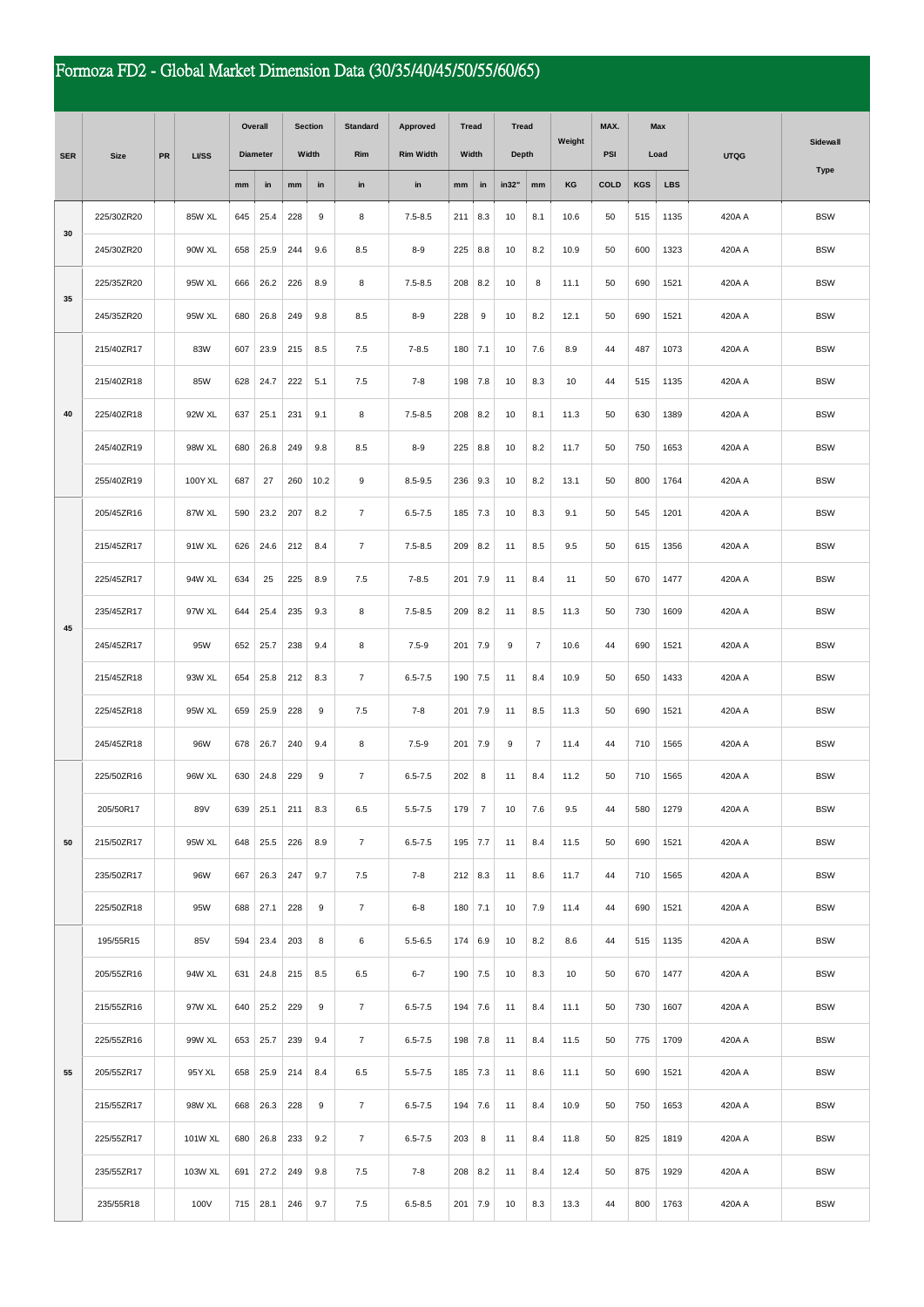# Formoza FD2 - Global Market Dimension Data (30/35/40/45/50/55/60/65)

| SER | Size | PR | LI/SS | Overall Diameter | | Section Width | | Standard Rim | Approved Rim Width | Tread Width | | Tread Depth | | Weight | MAX. PSI | Max Load | | UTQG | Sidewall Type |
|---|---|---|---|---|---|---|---|---|---|---|---|---|---|---|---|---|---|---|---|
| | | | | mm | in | mm | in | in | in | mm | in | in32" | mm | KG | COLD | KGS | LBS | | |
| 30 | 225/30ZR20 | | 85W XL | 645 | 25.4 | 228 | 9 | 8 | 7.5-8.5 | 211 | 8.3 | 10 | 8.1 | 10.6 | 50 | 515 | 1135 | 420A A | BSW |
| | 245/30ZR20 | | 90W XL | 658 | 25.9 | 244 | 9.6 | 8.5 | 8-9 | 225 | 8.8 | 10 | 8.2 | 10.9 | 50 | 600 | 1323 | 420A A | BSW |
| 35 | 225/35ZR20 | | 95W XL | 666 | 26.2 | 226 | 8.9 | 8 | 7.5-8.5 | 208 | 8.2 | 10 | 8 | 11.1 | 50 | 690 | 1521 | 420A A | BSW |
| | 245/35ZR20 | | 95W XL | 680 | 26.8 | 249 | 9.8 | 8.5 | 8-9 | 228 | 9 | 10 | 8.2 | 12.1 | 50 | 690 | 1521 | 420A A | BSW |
| 40 | 215/40ZR17 | | 83W | 607 | 23.9 | 215 | 8.5 | 7.5 | 7-8.5 | 180 | 7.1 | 10 | 7.6 | 8.9 | 44 | 487 | 1073 | 420A A | BSW |
| | 215/40ZR18 | | 85W | 628 | 24.7 | 222 | 5.1 | 7.5 | 7-8 | 198 | 7.8 | 10 | 8.3 | 10 | 44 | 515 | 1135 | 420A A | BSW |
| | 225/40ZR18 | | 92W XL | 637 | 25.1 | 231 | 9.1 | 8 | 7.5-8.5 | 208 | 8.2 | 10 | 8.1 | 11.3 | 50 | 630 | 1389 | 420A A | BSW |
| | 245/40ZR19 | | 98W XL | 680 | 26.8 | 249 | 9.8 | 8.5 | 8-9 | 225 | 8.8 | 10 | 8.2 | 11.7 | 50 | 750 | 1653 | 420A A | BSW |
| | 255/40ZR19 | | 100Y XL | 687 | 27 | 260 | 10.2 | 9 | 8.5-9.5 | 236 | 9.3 | 10 | 8.2 | 13.1 | 50 | 800 | 1764 | 420A A | BSW |
| 45 | 205/45ZR16 | | 87W XL | 590 | 23.2 | 207 | 8.2 | 7 | 6.5-7.5 | 185 | 7.3 | 10 | 8.3 | 9.1 | 50 | 545 | 1201 | 420A A | BSW |
| | 215/45ZR17 | | 91W XL | 626 | 24.6 | 212 | 8.4 | 7 | 7.5-8.5 | 209 | 8.2 | 11 | 8.5 | 9.5 | 50 | 615 | 1356 | 420A A | BSW |
| | 225/45ZR17 | | 94W XL | 634 | 25 | 225 | 8.9 | 7.5 | 7-8.5 | 201 | 7.9 | 11 | 8.4 | 11 | 50 | 670 | 1477 | 420A A | BSW |
| | 235/45ZR17 | | 97W XL | 644 | 25.4 | 235 | 9.3 | 8 | 7.5-8.5 | 209 | 8.2 | 11 | 8.5 | 11.3 | 50 | 730 | 1609 | 420A A | BSW |
| | 245/45ZR17 | | 95W | 652 | 25.7 | 238 | 9.4 | 8 | 7.5-9 | 201 | 7.9 | 9 | 7 | 10.6 | 44 | 690 | 1521 | 420A A | BSW |
| | 215/45ZR18 | | 93W XL | 654 | 25.8 | 212 | 8.3 | 7 | 6.5-7.5 | 190 | 7.5 | 11 | 8.4 | 10.9 | 50 | 650 | 1433 | 420A A | BSW |
| | 225/45ZR18 | | 95W XL | 659 | 25.9 | 228 | 9 | 7.5 | 7-8 | 201 | 7.9 | 11 | 8.5 | 11.3 | 50 | 690 | 1521 | 420A A | BSW |
| | 245/45ZR18 | | 96W | 678 | 26.7 | 240 | 9.4 | 8 | 7.5-9 | 201 | 7.9 | 9 | 7 | 11.4 | 44 | 710 | 1565 | 420A A | BSW |
| 50 | 225/50ZR16 | | 96W XL | 630 | 24.8 | 229 | 9 | 7 | 6.5-7.5 | 202 | 8 | 11 | 8.4 | 11.2 | 50 | 710 | 1565 | 420A A | BSW |
| | 205/50R17 | | 89V | 639 | 25.1 | 211 | 8.3 | 6.5 | 5.5-7.5 | 179 | 7 | 10 | 7.6 | 9.5 | 44 | 580 | 1279 | 420A A | BSW |
| | 215/50ZR17 | | 95W XL | 648 | 25.5 | 226 | 8.9 | 7 | 6.5-7.5 | 195 | 7.7 | 11 | 8.4 | 11.5 | 50 | 690 | 1521 | 420A A | BSW |
| | 235/50ZR17 | | 96W | 667 | 26.3 | 247 | 9.7 | 7.5 | 7-8 | 212 | 8.3 | 11 | 8.6 | 11.7 | 44 | 710 | 1565 | 420A A | BSW |
| | 225/50ZR18 | | 95W | 688 | 27.1 | 228 | 9 | 7 | 6-8 | 180 | 7.1 | 10 | 7.9 | 11.4 | 44 | 690 | 1521 | 420A A | BSW |
| 55 | 195/55R15 | | 85V | 594 | 23.4 | 203 | 8 | 6 | 5.5-6.5 | 174 | 6.9 | 10 | 8.2 | 8.6 | 44 | 515 | 1135 | 420A A | BSW |
| | 205/55ZR16 | | 94W XL | 631 | 24.8 | 215 | 8.5 | 6.5 | 6-7 | 190 | 7.5 | 10 | 8.3 | 10 | 50 | 670 | 1477 | 420A A | BSW |
| | 215/55ZR16 | | 97W XL | 640 | 25.2 | 229 | 9 | 7 | 6.5-7.5 | 194 | 7.6 | 11 | 8.4 | 11.1 | 50 | 730 | 1607 | 420A A | BSW |
| | 225/55ZR16 | | 99W XL | 653 | 25.7 | 239 | 9.4 | 7 | 6.5-7.5 | 198 | 7.8 | 11 | 8.4 | 11.5 | 50 | 775 | 1709 | 420A A | BSW |
| | 205/55ZR17 | | 95Y XL | 658 | 25.9 | 214 | 8.4 | 6.5 | 5.5-7.5 | 185 | 7.3 | 11 | 8.6 | 11.1 | 50 | 690 | 1521 | 420A A | BSW |
| | 215/55ZR17 | | 98W XL | 668 | 26.3 | 228 | 9 | 7 | 6.5-7.5 | 194 | 7.6 | 11 | 8.4 | 10.9 | 50 | 750 | 1653 | 420A A | BSW |
| | 225/55ZR17 | | 101W XL | 680 | 26.8 | 233 | 9.2 | 7 | 6.5-7.5 | 203 | 8 | 11 | 8.4 | 11.8 | 50 | 825 | 1819 | 420A A | BSW |
| | 235/55ZR17 | | 103W XL | 691 | 27.2 | 249 | 9.8 | 7.5 | 7-8 | 208 | 8.2 | 11 | 8.4 | 12.4 | 50 | 875 | 1929 | 420A A | BSW |
| | 235/55R18 | | 100V | 715 | 28.1 | 246 | 9.7 | 7.5 | 6.5-8.5 | 201 | 7.9 | 10 | 8.3 | 13.3 | 44 | 800 | 1763 | 420A A | BSW |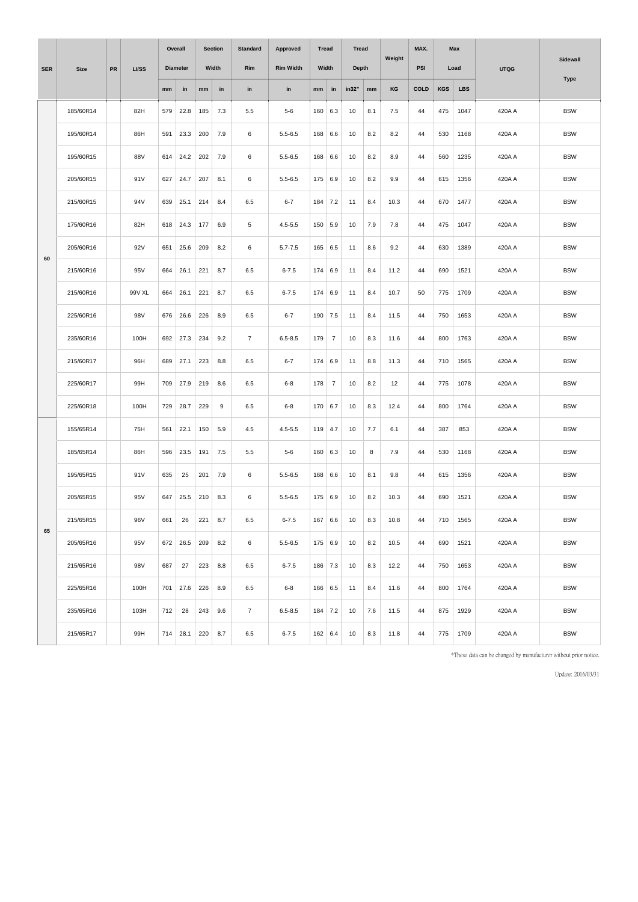| SER | Size | PR | LI/SS | Overall Diameter | | Section Width | | Standard Rim | Approved Rim Width | Tread Width | | Tread Depth | | Weight | MAX. PSI | Max Load | | UTQG | Sidewall Type |
|---|---|---|---|---|---|---|---|---|---|---|---|---|---|---|---|---|---|---|---|
| | | | | mm | in | mm | in | in | in | mm | in | in32" | mm | KG | COLD | KGS | LBS | | |
| 60 | 185/60R14 | | 82H | 579 | 22.8 | 185 | 7.3 | 5.5 | 5-6 | 160 | 6.3 | 10 | 8.1 | 7.5 | 44 | 475 | 1047 | 420A A | BSW |
| | 195/60R14 | | 86H | 591 | 23.3 | 200 | 7.9 | 6 | 5.5-6.5 | 168 | 6.6 | 10 | 8.2 | 8.2 | 44 | 530 | 1168 | 420A A | BSW |
| | 195/60R15 | | 88V | 614 | 24.2 | 202 | 7.9 | 6 | 5.5-6.5 | 168 | 6.6 | 10 | 8.2 | 8.9 | 44 | 560 | 1235 | 420A A | BSW |
| | 205/60R15 | | 91V | 627 | 24.7 | 207 | 8.1 | 6 | 5.5-6.5 | 175 | 6.9 | 10 | 8.2 | 9.9 | 44 | 615 | 1356 | 420A A | BSW |
| | 215/60R15 | | 94V | 639 | 25.1 | 214 | 8.4 | 6.5 | 6-7 | 184 | 7.2 | 11 | 8.4 | 10.3 | 44 | 670 | 1477 | 420A A | BSW |
| | 175/60R16 | | 82H | 618 | 24.3 | 177 | 6.9 | 5 | 4.5-5.5 | 150 | 5.9 | 10 | 7.9 | 7.8 | 44 | 475 | 1047 | 420A A | BSW |
| | 205/60R16 | | 92V | 651 | 25.6 | 209 | 8.2 | 6 | 5.7-7.5 | 165 | 6.5 | 11 | 8.6 | 9.2 | 44 | 630 | 1389 | 420A A | BSW |
| | 215/60R16 | | 95V | 664 | 26.1 | 221 | 8.7 | 6.5 | 6-7.5 | 174 | 6.9 | 11 | 8.4 | 11.2 | 44 | 690 | 1521 | 420A A | BSW |
| | 215/60R16 | | 99V XL | 664 | 26.1 | 221 | 8.7 | 6.5 | 6-7.5 | 174 | 6.9 | 11 | 8.4 | 10.7 | 50 | 775 | 1709 | 420A A | BSW |
| | 225/60R16 | | 98V | 676 | 26.6 | 226 | 8.9 | 6.5 | 6-7 | 190 | 7.5 | 11 | 8.4 | 11.5 | 44 | 750 | 1653 | 420A A | BSW |
| | 235/60R16 | | 100H | 692 | 27.3 | 234 | 9.2 | 7 | 6.5-8.5 | 179 | 7 | 10 | 8.3 | 11.6 | 44 | 800 | 1763 | 420A A | BSW |
| | 215/60R17 | | 96H | 689 | 27.1 | 223 | 8.8 | 6.5 | 6-7 | 174 | 6.9 | 11 | 8.8 | 11.3 | 44 | 710 | 1565 | 420A A | BSW |
| | 225/60R17 | | 99H | 709 | 27.9 | 219 | 8.6 | 6.5 | 6-8 | 178 | 7 | 10 | 8.2 | 12 | 44 | 775 | 1078 | 420A A | BSW |
| | 225/60R18 | | 100H | 729 | 28.7 | 229 | 9 | 6.5 | 6-8 | 170 | 6.7 | 10 | 8.3 | 12.4 | 44 | 800 | 1764 | 420A A | BSW |
| 65 | 155/65R14 | | 75H | 561 | 22.1 | 150 | 5.9 | 4.5 | 4.5-5.5 | 119 | 4.7 | 10 | 7.7 | 6.1 | 44 | 387 | 853 | 420A A | BSW |
| | 185/65R14 | | 86H | 596 | 23.5 | 191 | 7.5 | 5.5 | 5-6 | 160 | 6.3 | 10 | 8 | 7.9 | 44 | 530 | 1168 | 420A A | BSW |
| | 195/65R15 | | 91V | 635 | 25 | 201 | 7.9 | 6 | 5.5-6.5 | 168 | 6.6 | 10 | 8.1 | 9.8 | 44 | 615 | 1356 | 420A A | BSW |
| | 205/65R15 | | 95V | 647 | 25.5 | 210 | 8.3 | 6 | 5.5-6.5 | 175 | 6.9 | 10 | 8.2 | 10.3 | 44 | 690 | 1521 | 420A A | BSW |
| | 215/65R15 | | 96V | 661 | 26 | 221 | 8.7 | 6.5 | 6-7.5 | 167 | 6.6 | 10 | 8.3 | 10.8 | 44 | 710 | 1565 | 420A A | BSW |
| | 205/65R16 | | 95V | 672 | 26.5 | 209 | 8.2 | 6 | 5.5-6.5 | 175 | 6.9 | 10 | 8.2 | 10.5 | 44 | 690 | 1521 | 420A A | BSW |
| | 215/65R16 | | 98V | 687 | 27 | 223 | 8.8 | 6.5 | 6-7.5 | 186 | 7.3 | 10 | 8.3 | 12.2 | 44 | 750 | 1653 | 420A A | BSW |
| | 225/65R16 | | 100H | 701 | 27.6 | 226 | 8.9 | 6.5 | 6-8 | 166 | 6.5 | 11 | 8.4 | 11.6 | 44 | 800 | 1764 | 420A A | BSW |
| | 235/65R16 | | 103H | 712 | 28 | 243 | 9.6 | 7 | 6.5-8.5 | 184 | 7.2 | 10 | 7.6 | 11.5 | 44 | 875 | 1929 | 420A A | BSW |
| | 215/65R17 | | 99H | 714 | 28.1 | 220 | 8.7 | 6.5 | 6-7.5 | 162 | 6.4 | 10 | 8.3 | 11.8 | 44 | 775 | 1709 | 420A A | BSW |

*These data can be changed by manufacturer without prior notice.

Update: 2016/03/31